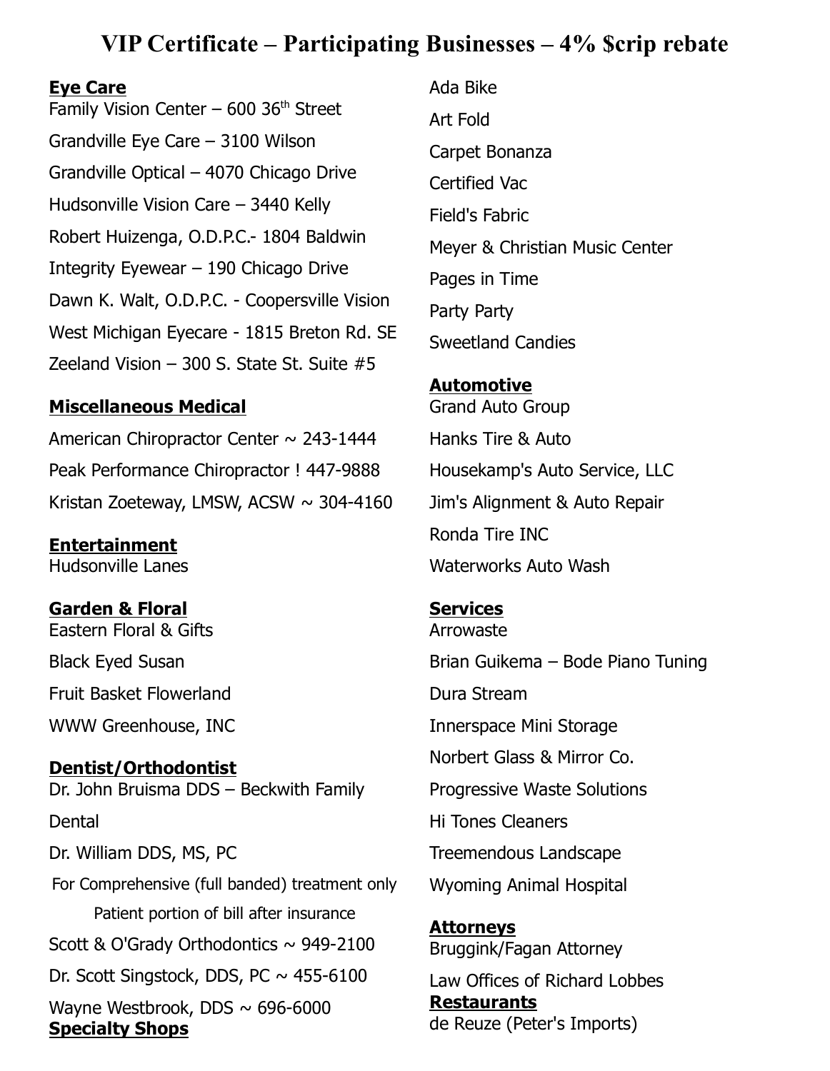# VIP Certificate – Participating Businesses – 4% $crip rebate

**Eye Care**

Family Vision Center – 600 36th Street

Grandville Eye Care – 3100 Wilson

Grandville Optical – 4070 Chicago Drive

Hudsonville Vision Care – 3440 Kelly

Robert Huizenga, O.D.P.C.- 1804 Baldwin

Integrity Eyewear – 190 Chicago Drive

Dawn K. Walt, O.D.P.C. - Coopersville Vision

West Michigan Eyecare - 1815 Breton Rd. SE

Zeeland Vision – 300 S. State St. Suite #5

**Miscellaneous Medical**

American Chiropractor Center ~ 243-1444

Peak Performance Chiropractor ! 447-9888

Kristan Zoeteway, LMSW, ACSW ~ 304-4160

**Entertainment**

Hudsonville Lanes

**Garden & Floral**

Eastern Floral & Gifts

Black Eyed Susan

Fruit Basket Flowerland

WWW Greenhouse, INC

**Dentist/Orthodontist**

Dr. John Bruisma DDS – Beckwith Family Dental

Dr. William DDS, MS, PC

For Comprehensive (full banded) treatment only

Patient portion of bill after insurance

Scott & O'Grady Orthodontics ~ 949-2100

Dr. Scott Singstock, DDS, PC ~ 455-6100

Wayne Westbrook, DDS ~ 696-6000

**Specialty Shops**

Ada Bike

Art Fold

Carpet Bonanza

Certified Vac

Field's Fabric

Meyer & Christian Music Center

Pages in Time

Party Party

Sweetland Candies

**Automotive**

Grand Auto Group

Hanks Tire & Auto

Housekamp's Auto Service, LLC

Jim's Alignment & Auto Repair

Ronda Tire INC

Waterworks Auto Wash

**Services**

Arrowaste

Brian Guikema – Bode Piano Tuning

Dura Stream

Innerspace Mini Storage

Norbert Glass & Mirror Co.

Progressive Waste Solutions

Hi Tones Cleaners

Treemendous Landscape

Wyoming Animal Hospital

**Attorneys**

Bruggink/Fagan Attorney

Law Offices of Richard Lobbes

**Restaurants**

de Reuze (Peter's Imports)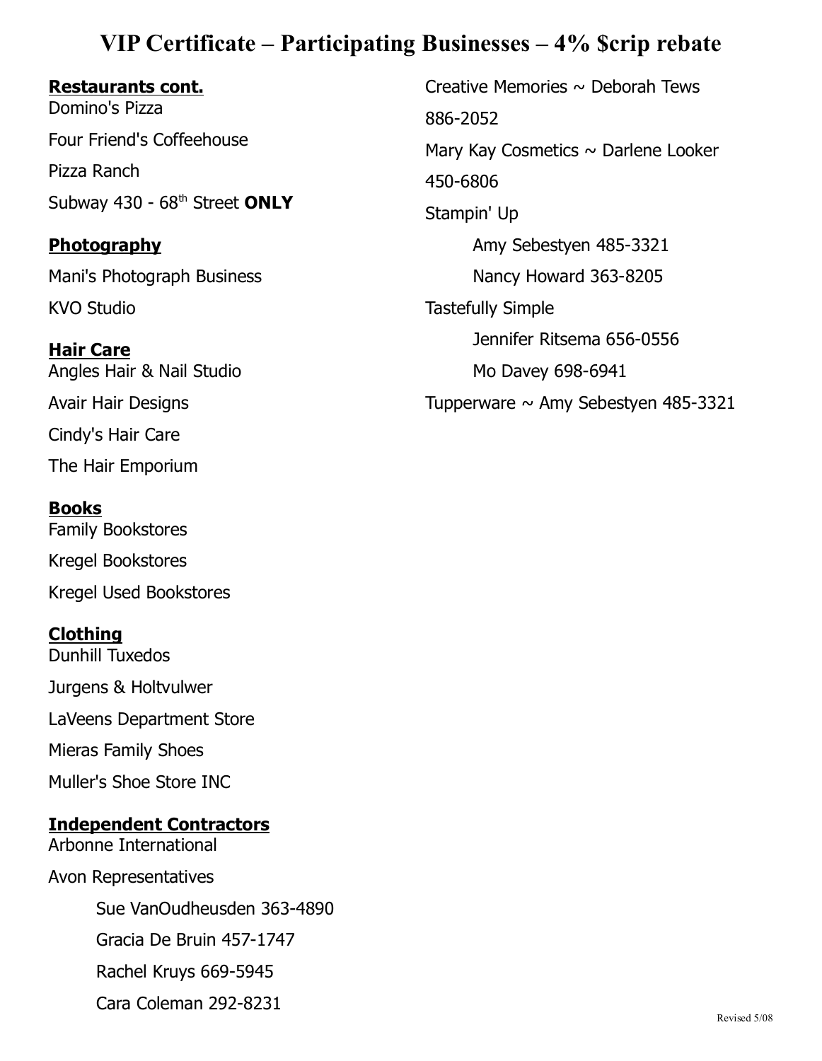# VIP Certificate – Participating Businesses – 4% $crip rebate

**Restaurants cont.**

Domino's Pizza

Four Friend's Coffeehouse

Pizza Ranch

Subway 430 - 68th Street **ONLY**

**Photography**

Mani's Photograph Business

KVO Studio

**Hair Care**

Angles Hair & Nail Studio

Avair Hair Designs

Cindy's Hair Care

The Hair Emporium

**Books**

Family Bookstores

Kregel Bookstores

Kregel Used Bookstores

**Clothing**

Dunhill Tuxedos

Jurgens & Holtvulwer

LaVeens Department Store

Mieras Family Shoes

Muller's Shoe Store INC

**Independent Contractors**

Arbonne International

Avon Representatives

- Sue VanOudheusden 363-4890
- Gracia De Bruin 457-1747
- Rachel Kruys 669-5945
- Cara Coleman 292-8231

Creative Memories ~ Deborah Tews 886-2052

Mary Kay Cosmetics ~ Darlene Looker 450-6806

Stampin' Up

- Amy Sebestyen 485-3321
- Nancy Howard 363-8205

Tastefully Simple

- Jennifer Ritsema 656-0556
- Mo Davey 698-6941

Tupperware ~ Amy Sebestyen 485-3321

Revised 5/08